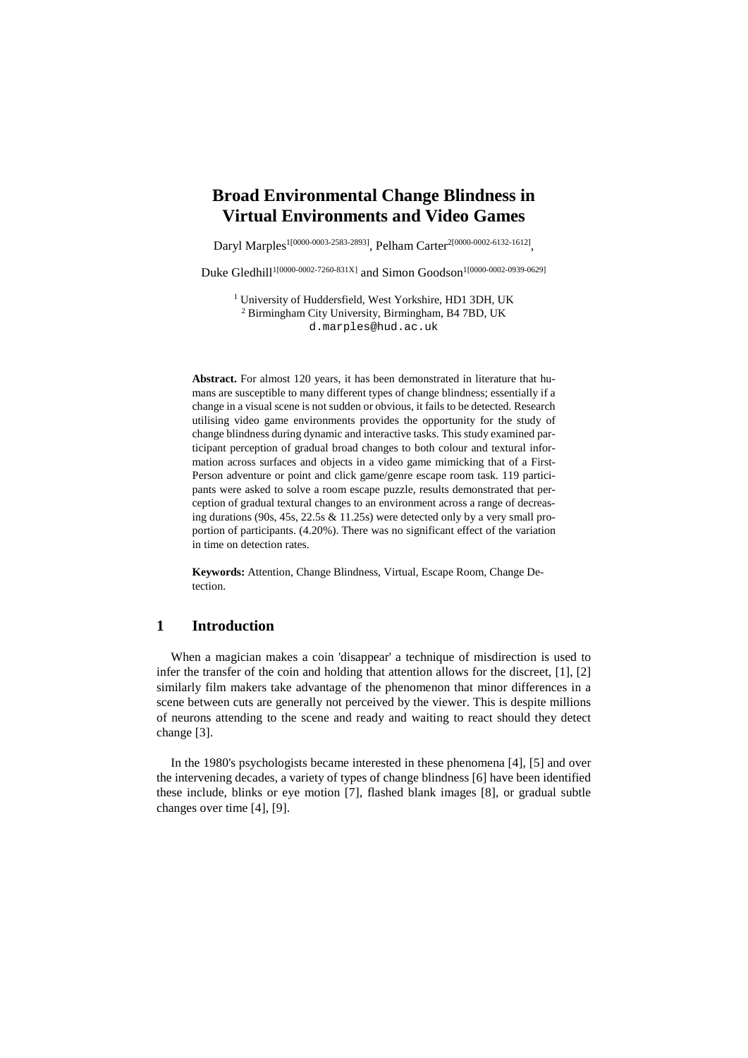# Broad Environmental Change Blindness in Virtual Environments and Video Games

Daryl Marples[1[0000-0003-2583-2893]], Pelham Carter[2[0000-0002-6132-1612]], Duke Gledhill[1[0000-0002-7260-831X]] and Simon Goodson[1[0000-0002-0939-0629]]

[1] University of Huddersfield, West Yorkshire, HD1 3DH, UK
[2] Birmingham City University, Birmingham, B4 7BD, UK
d.marples@hud.ac.uk

**Abstract.** For almost 120 years, it has been demonstrated in literature that humans are susceptible to many different types of change blindness; essentially if a change in a visual scene is not sudden or obvious, it fails to be detected. Research utilising video game environments provides the opportunity for the study of change blindness during dynamic and interactive tasks. This study examined participant perception of gradual broad changes to both colour and textural information across surfaces and objects in a video game mimicking that of a First-Person adventure or point and click game/genre escape room task. 119 participants were asked to solve a room escape puzzle, results demonstrated that perception of gradual textural changes to an environment across a range of decreasing durations (90s, 45s, 22.5s & 11.25s) were detected only by a very small proportion of participants. (4.20%). There was no significant effect of the variation in time on detection rates.

**Keywords:** Attention, Change Blindness, Virtual, Escape Room, Change Detection.

## 1 Introduction

When a magician makes a coin 'disappear' a technique of misdirection is used to infer the transfer of the coin and holding that attention allows for the discreet, [1], [2] similarly film makers take advantage of the phenomenon that minor differences in a scene between cuts are generally not perceived by the viewer. This is despite millions of neurons attending to the scene and ready and waiting to react should they detect change [3].

In the 1980's psychologists became interested in these phenomena [4], [5] and over the intervening decades, a variety of types of change blindness [6] have been identified these include, blinks or eye motion [7], flashed blank images [8], or gradual subtle changes over time [4], [9].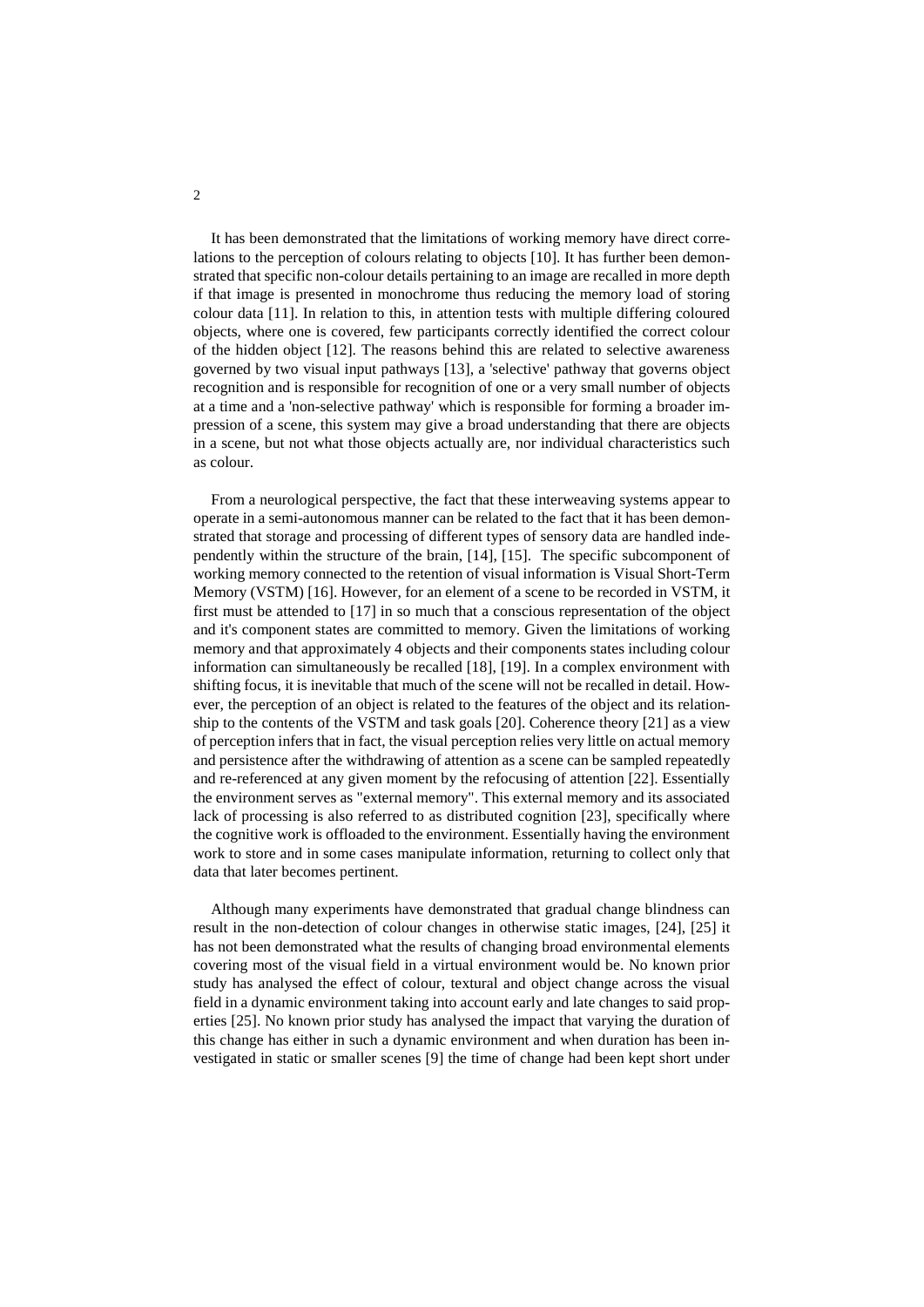It has been demonstrated that the limitations of working memory have direct correlations to the perception of colours relating to objects [10]. It has further been demonstrated that specific non-colour details pertaining to an image are recalled in more depth if that image is presented in monochrome thus reducing the memory load of storing colour data [11]. In relation to this, in attention tests with multiple differing coloured objects, where one is covered, few participants correctly identified the correct colour of the hidden object [12]. The reasons behind this are related to selective awareness governed by two visual input pathways [13], a 'selective' pathway that governs object recognition and is responsible for recognition of one or a very small number of objects at a time and a 'non-selective pathway' which is responsible for forming a broader impression of a scene, this system may give a broad understanding that there are objects in a scene, but not what those objects actually are, nor individual characteristics such as colour.

From a neurological perspective, the fact that these interweaving systems appear to operate in a semi-autonomous manner can be related to the fact that it has been demonstrated that storage and processing of different types of sensory data are handled independently within the structure of the brain, [14], [15]. The specific subcomponent of working memory connected to the retention of visual information is Visual Short-Term Memory (VSTM) [16]. However, for an element of a scene to be recorded in VSTM, it first must be attended to [17] in so much that a conscious representation of the object and it's component states are committed to memory. Given the limitations of working memory and that approximately 4 objects and their components states including colour information can simultaneously be recalled [18], [19]. In a complex environment with shifting focus, it is inevitable that much of the scene will not be recalled in detail. However, the perception of an object is related to the features of the object and its relationship to the contents of the VSTM and task goals [20]. Coherence theory [21] as a view of perception infers that in fact, the visual perception relies very little on actual memory and persistence after the withdrawing of attention as a scene can be sampled repeatedly and re-referenced at any given moment by the refocusing of attention [22]. Essentially the environment serves as "external memory". This external memory and its associated lack of processing is also referred to as distributed cognition [23], specifically where the cognitive work is offloaded to the environment. Essentially having the environment work to store and in some cases manipulate information, returning to collect only that data that later becomes pertinent.

Although many experiments have demonstrated that gradual change blindness can result in the non-detection of colour changes in otherwise static images, [24], [25] it has not been demonstrated what the results of changing broad environmental elements covering most of the visual field in a virtual environment would be. No known prior study has analysed the effect of colour, textural and object change across the visual field in a dynamic environment taking into account early and late changes to said properties [25]. No known prior study has analysed the impact that varying the duration of this change has either in such a dynamic environment and when duration has been investigated in static or smaller scenes [9] the time of change had been kept short under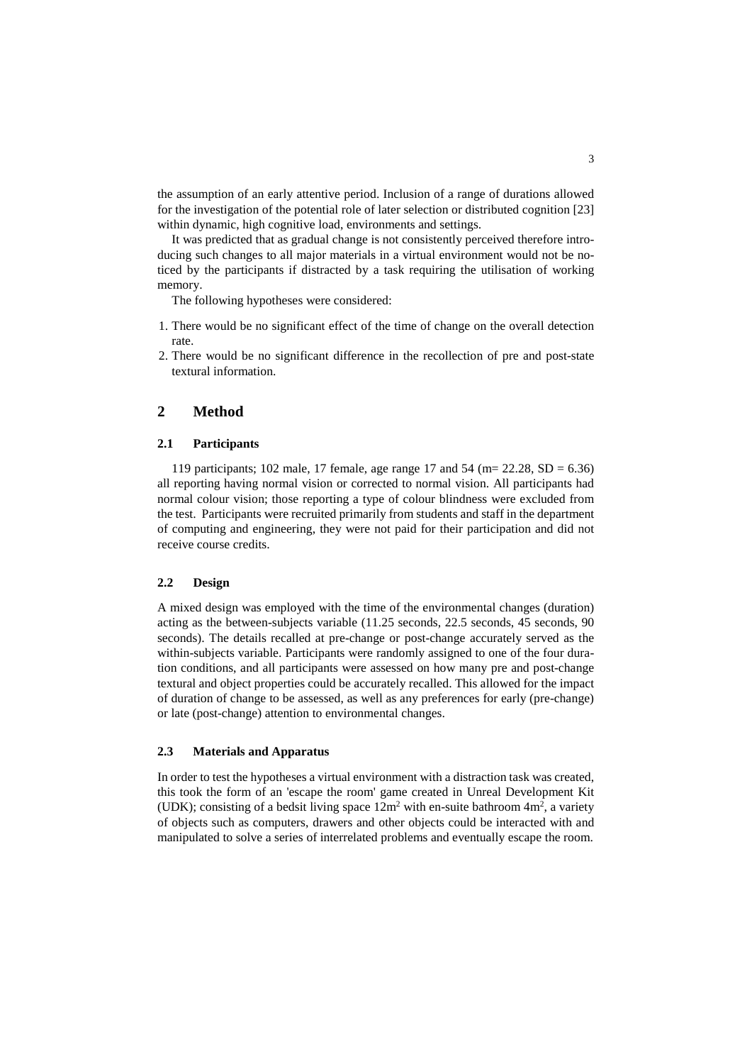the assumption of an early attentive period. Inclusion of a range of durations allowed for the investigation of the potential role of later selection or distributed cognition [23] within dynamic, high cognitive load, environments and settings.

It was predicted that as gradual change is not consistently perceived therefore introducing such changes to all major materials in a virtual environment would not be noticed by the participants if distracted by a task requiring the utilisation of working memory.

The following hypotheses were considered:

1. There would be no significant effect of the time of change on the overall detection rate.
2. There would be no significant difference in the recollection of pre and post-state textural information.

## 2 Method

### 2.1 Participants

119 participants; 102 male, 17 female, age range 17 and 54 ($m = 22.28$, $SD = 6.36$) all reporting having normal vision or corrected to normal vision. All participants had normal colour vision; those reporting a type of colour blindness were excluded from the test. Participants were recruited primarily from students and staff in the department of computing and engineering, they were not paid for their participation and did not receive course credits.

### 2.2 Design

A mixed design was employed with the time of the environmental changes (duration) acting as the between-subjects variable (11.25 seconds, 22.5 seconds, 45 seconds, 90 seconds). The details recalled at pre-change or post-change accurately served as the within-subjects variable. Participants were randomly assigned to one of the four duration conditions, and all participants were assessed on how many pre and post-change textural and object properties could be accurately recalled. This allowed for the impact of duration of change to be assessed, as well as any preferences for early (pre-change) or late (post-change) attention to environmental changes.

### 2.3 Materials and Apparatus

In order to test the hypotheses a virtual environment with a distraction task was created, this took the form of an 'escape the room' game created in Unreal Development Kit (UDK); consisting of a bedsit living space $12m^2$ with en-suite bathroom $4m^2$, a variety of objects such as computers, drawers and other objects could be interacted with and manipulated to solve a series of interrelated problems and eventually escape the room.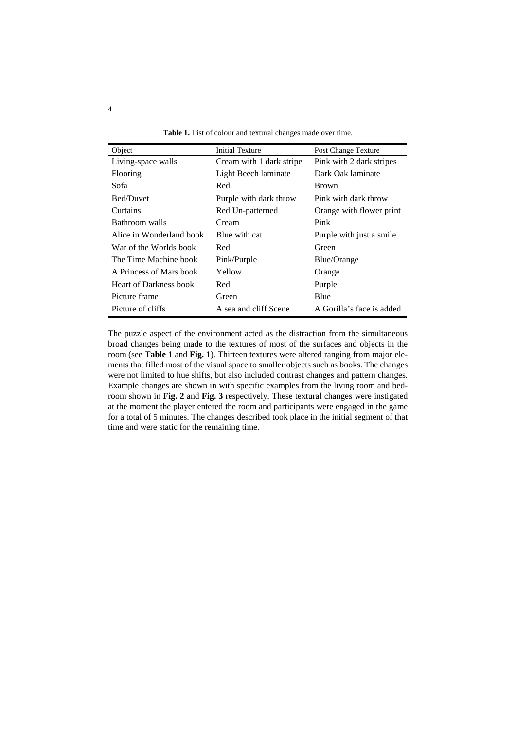**Table 1.** List of colour and textural changes made over time.

| Object | Initial Texture | Post Change Texture |
| --- | --- | --- |
| Living-space walls | Cream with 1 dark stripe | Pink with 2 dark stripes |
| Flooring | Light Beech laminate | Dark Oak laminate |
| Sofa | Red | Brown |
| Bed/Duvet | Purple with dark throw | Pink with dark throw |
| Curtains | Red Un-patterned | Orange with flower print |
| Bathroom walls | Cream | Pink |
| Alice in Wonderland book | Blue with cat | Purple with just a smile |
| War of the Worlds book | Red | Green |
| The Time Machine book | Pink/Purple | Blue/Orange |
| A Princess of Mars book | Yellow | Orange |
| Heart of Darkness book | Red | Purple |
| Picture frame | Green | Blue |
| Picture of cliffs | A sea and cliff Scene | A Gorilla's face is added |

The puzzle aspect of the environment acted as the distraction from the simultaneous broad changes being made to the textures of most of the surfaces and objects in the room (see **Table 1** and **Fig. 1**). Thirteen textures were altered ranging from major elements that filled most of the visual space to smaller objects such as books. The changes were not limited to hue shifts, but also included contrast changes and pattern changes. Example changes are shown in with specific examples from the living room and bedroom shown in **Fig. 2** and **Fig. 3** respectively. These textural changes were instigated at the moment the player entered the room and participants were engaged in the game for a total of 5 minutes. The changes described took place in the initial segment of that time and were static for the remaining time.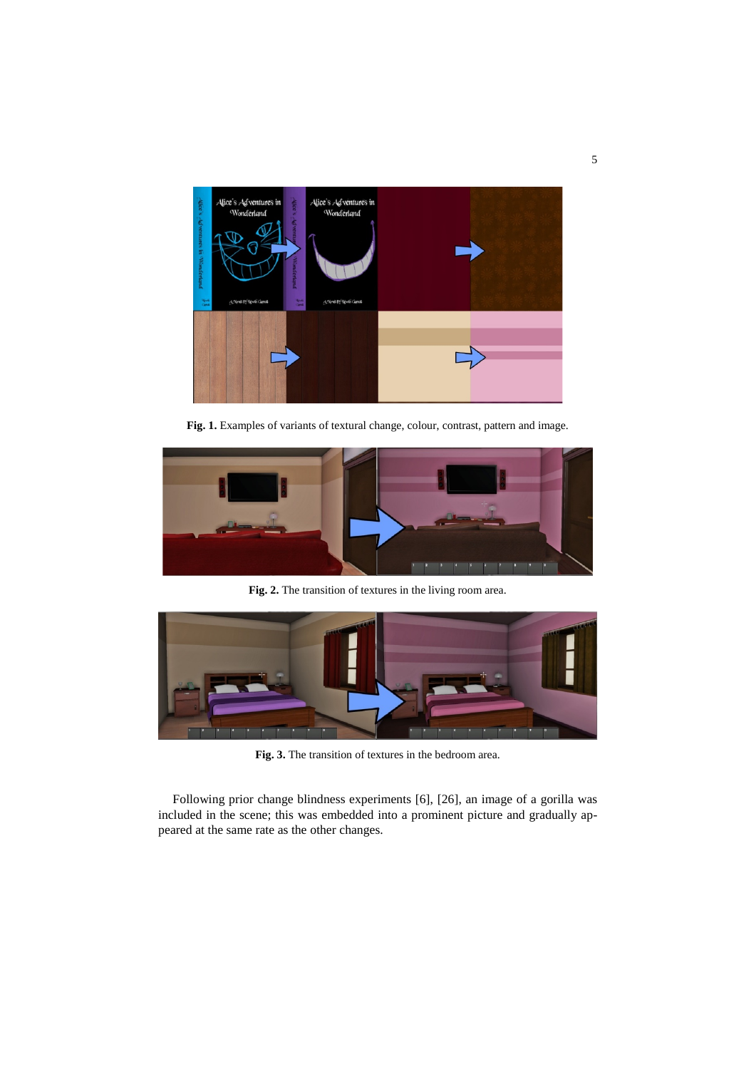**Fig. 1.** Examples of variants of textural change, colour, contrast, pattern and image.

**Fig. 2.** The transition of textures in the living room area.

**Fig. 3.** The transition of textures in the bedroom area.

Following prior change blindness experiments [6], [26], an image of a gorilla was included in the scene; this was embedded into a prominent picture and gradually appeared at the same rate as the other changes.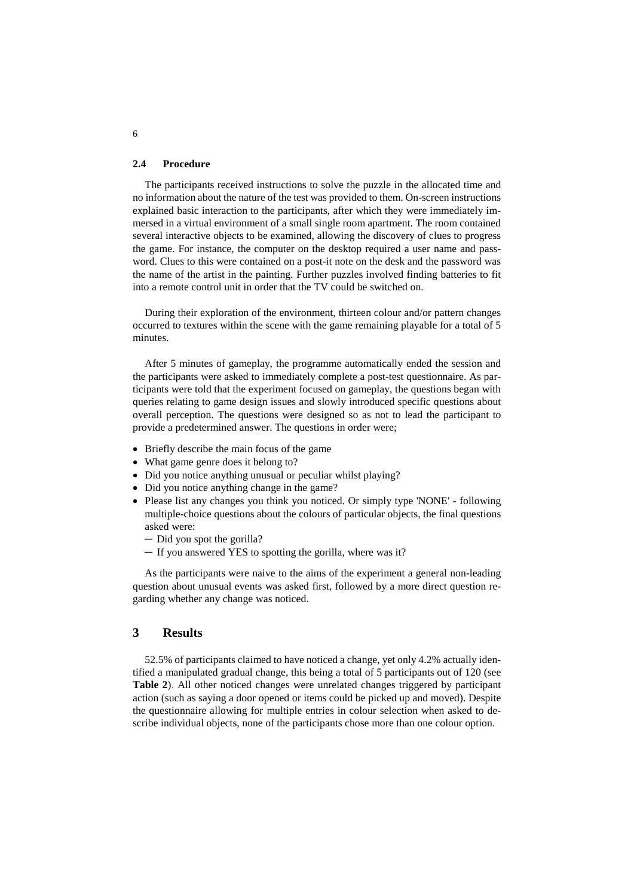### 2.4 Procedure

The participants received instructions to solve the puzzle in the allocated time and no information about the nature of the test was provided to them. On-screen instructions explained basic interaction to the participants, after which they were immediately immersed in a virtual environment of a small single room apartment. The room contained several interactive objects to be examined, allowing the discovery of clues to progress the game. For instance, the computer on the desktop required a user name and password. Clues to this were contained on a post-it note on the desk and the password was the name of the artist in the painting. Further puzzles involved finding batteries to fit into a remote control unit in order that the TV could be switched on.

During their exploration of the environment, thirteen colour and/or pattern changes occurred to textures within the scene with the game remaining playable for a total of 5 minutes.

After 5 minutes of gameplay, the programme automatically ended the session and the participants were asked to immediately complete a post-test questionnaire. As participants were told that the experiment focused on gameplay, the questions began with queries relating to game design issues and slowly introduced specific questions about overall perception. The questions were designed so as not to lead the participant to provide a predetermined answer. The questions in order were;

- Briefly describe the main focus of the game
- What game genre does it belong to?
- Did you notice anything unusual or peculiar whilst playing?
- Did you notice anything change in the game?
- Please list any changes you think you noticed. Or simply type 'NONE' - following multiple-choice questions about the colours of particular objects, the final questions asked were:
  - Did you spot the gorilla?
  - If you answered YES to spotting the gorilla, where was it?

As the participants were naive to the aims of the experiment a general non-leading question about unusual events was asked first, followed by a more direct question regarding whether any change was noticed.

## 3 Results

52.5% of participants claimed to have noticed a change, yet only 4.2% actually identified a manipulated gradual change, this being a total of 5 participants out of 120 (see **Table 2**). All other noticed changes were unrelated changes triggered by participant action (such as saying a door opened or items could be picked up and moved). Despite the questionnaire allowing for multiple entries in colour selection when asked to describe individual objects, none of the participants chose more than one colour option.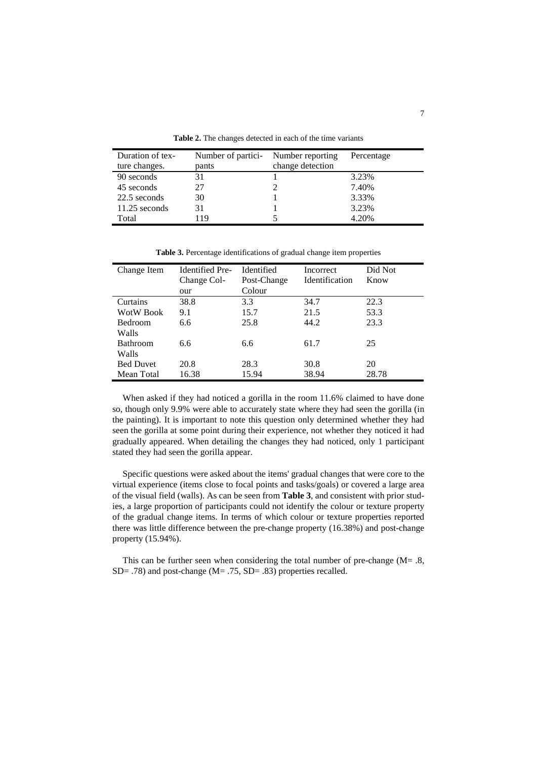**Table 2.** The changes detected in each of the time variants

| Duration of texture changes. | Number of participants | Number reporting change detection | Percentage |
|---|---|---|---|
| 90 seconds | 31 | 1 | 3.23% |
| 45 seconds | 27 | 2 | 7.40% |
| 22.5 seconds | 30 | 1 | 3.33% |
| 11.25 seconds | 31 | 1 | 3.23% |
| Total | 119 | 5 | 4.20% |

**Table 3.** Percentage identifications of gradual change item properties

| Change Item | Identified Pre-Change Colour | Identified Post-Change Colour | Incorrect Identification | Did Not Know |
|---|---|---|---|---|
| Curtains | 38.8 | 3.3 | 34.7 | 22.3 |
| WotW Book | 9.1 | 15.7 | 21.5 | 53.3 |
| Bedroom Walls | 6.6 | 25.8 | 44.2 | 23.3 |
| Bathroom Walls | 6.6 | 6.6 | 61.7 | 25 |
| Bed Duvet | 20.8 | 28.3 | 30.8 | 20 |
| Mean Total | 16.38 | 15.94 | 38.94 | 28.78 |

When asked if they had noticed a gorilla in the room 11.6% claimed to have done so, though only 9.9% were able to accurately state where they had seen the gorilla (in the painting). It is important to note this question only determined whether they had seen the gorilla at some point during their experience, not whether they noticed it had gradually appeared. When detailing the changes they had noticed, only 1 participant stated they had seen the gorilla appear.

Specific questions were asked about the items' gradual changes that were core to the virtual experience (items close to focal points and tasks/goals) or covered a large area of the visual field (walls). As can be seen from **Table 3**, and consistent with prior studies, a large proportion of participants could not identify the colour or texture property of the gradual change items. In terms of which colour or texture properties reported there was little difference between the pre-change property (16.38%) and post-change property (15.94%).

This can be further seen when considering the total number of pre-change ($M= .8$, $SD= .78$) and post-change ($M= .75$, $SD= .83$) properties recalled.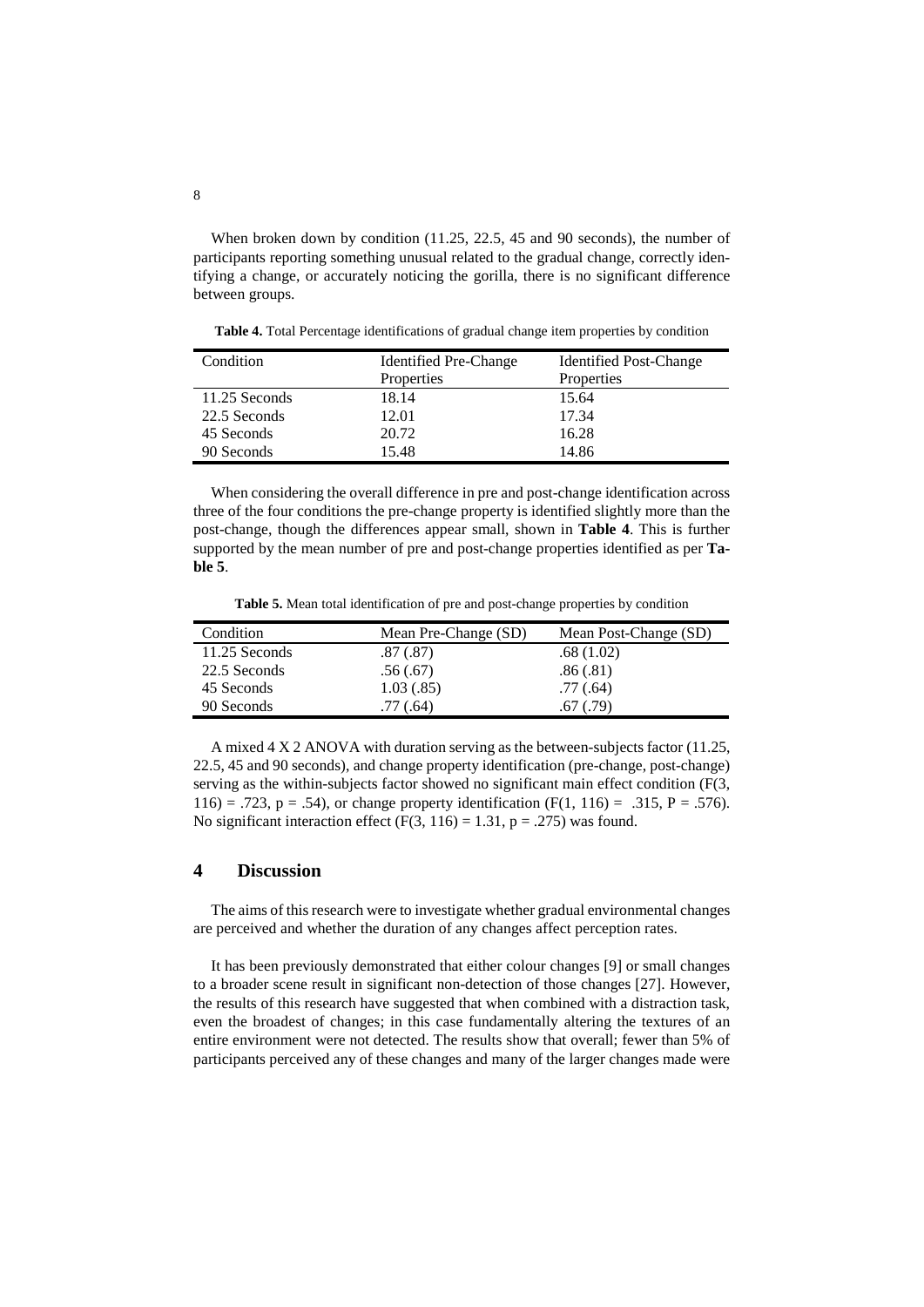When broken down by condition (11.25, 22.5, 45 and 90 seconds), the number of participants reporting something unusual related to the gradual change, correctly identifying a change, or accurately noticing the gorilla, there is no significant difference between groups.

**Table 4.** Total Percentage identifications of gradual change item properties by condition

| Condition | Identified Pre-Change Properties | Identified Post-Change Properties |
|---|---|---|
| 11.25 Seconds | 18.14 | 15.64 |
| 22.5 Seconds | 12.01 | 17.34 |
| 45 Seconds | 20.72 | 16.28 |
| 90 Seconds | 15.48 | 14.86 |

When considering the overall difference in pre and post-change identification across three of the four conditions the pre-change property is identified slightly more than the post-change, though the differences appear small, shown in **Table 4**. This is further supported by the mean number of pre and post-change properties identified as per **Table 5**.

**Table 5.** Mean total identification of pre and post-change properties by condition

| Condition | Mean Pre-Change (SD) | Mean Post-Change (SD) |
|---|---|---|
| 11.25 Seconds | .87 (.87) | .68 (1.02) |
| 22.5 Seconds | .56 (.67) | .86 (.81) |
| 45 Seconds | 1.03 (.85) | .77 (.64) |
| 90 Seconds | .77 (.64) | .67 (.79) |

A mixed 4 X 2 ANOVA with duration serving as the between-subjects factor (11.25, 22.5, 45 and 90 seconds), and change property identification (pre-change, post-change) serving as the within-subjects factor showed no significant main effect condition ($F(3, 116) = .723$, $p = .54$), or change property identification ($F(1, 116) = .315$, $P = .576$). No significant interaction effect ($F(3, 116) = 1.31$, $p = .275$) was found.

## 4 Discussion

The aims of this research were to investigate whether gradual environmental changes are perceived and whether the duration of any changes affect perception rates.

It has been previously demonstrated that either colour changes [9] or small changes to a broader scene result in significant non-detection of those changes [27]. However, the results of this research have suggested that when combined with a distraction task, even the broadest of changes; in this case fundamentally altering the textures of an entire environment were not detected. The results show that overall; fewer than 5% of participants perceived any of these changes and many of the larger changes made were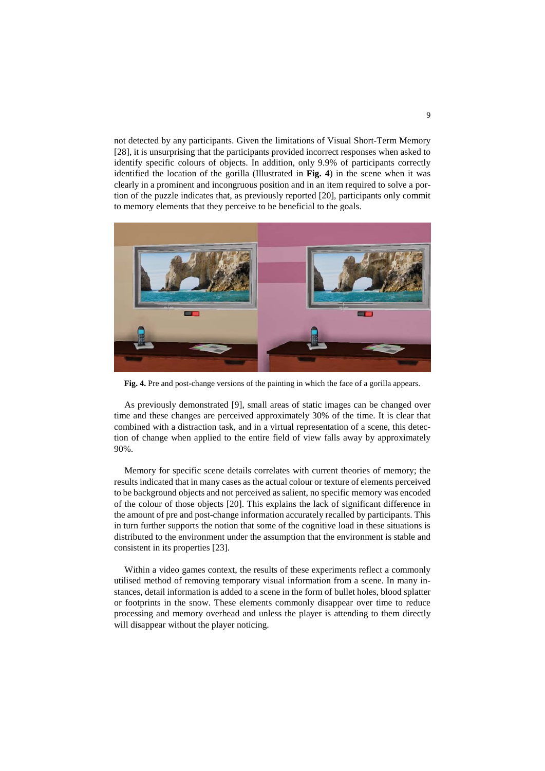not detected by any participants. Given the limitations of Visual Short-Term Memory [28], it is unsurprising that the participants provided incorrect responses when asked to identify specific colours of objects. In addition, only 9.9% of participants correctly identified the location of the gorilla (Illustrated in **Fig. 4**) in the scene when it was clearly in a prominent and incongruous position and in an item required to solve a portion of the puzzle indicates that, as previously reported [20], participants only commit to memory elements that they perceive to be beneficial to the goals.

**Fig. 4.** Pre and post-change versions of the painting in which the face of a gorilla appears.

As previously demonstrated [9], small areas of static images can be changed over time and these changes are perceived approximately 30% of the time. It is clear that combined with a distraction task, and in a virtual representation of a scene, this detection of change when applied to the entire field of view falls away by approximately 90%.

Memory for specific scene details correlates with current theories of memory; the results indicated that in many cases as the actual colour or texture of elements perceived to be background objects and not perceived as salient, no specific memory was encoded of the colour of those objects [20]. This explains the lack of significant difference in the amount of pre and post-change information accurately recalled by participants. This in turn further supports the notion that some of the cognitive load in these situations is distributed to the environment under the assumption that the environment is stable and consistent in its properties [23].

Within a video games context, the results of these experiments reflect a commonly utilised method of removing temporary visual information from a scene. In many instances, detail information is added to a scene in the form of bullet holes, blood splatter or footprints in the snow. These elements commonly disappear over time to reduce processing and memory overhead and unless the player is attending to them directly will disappear without the player noticing.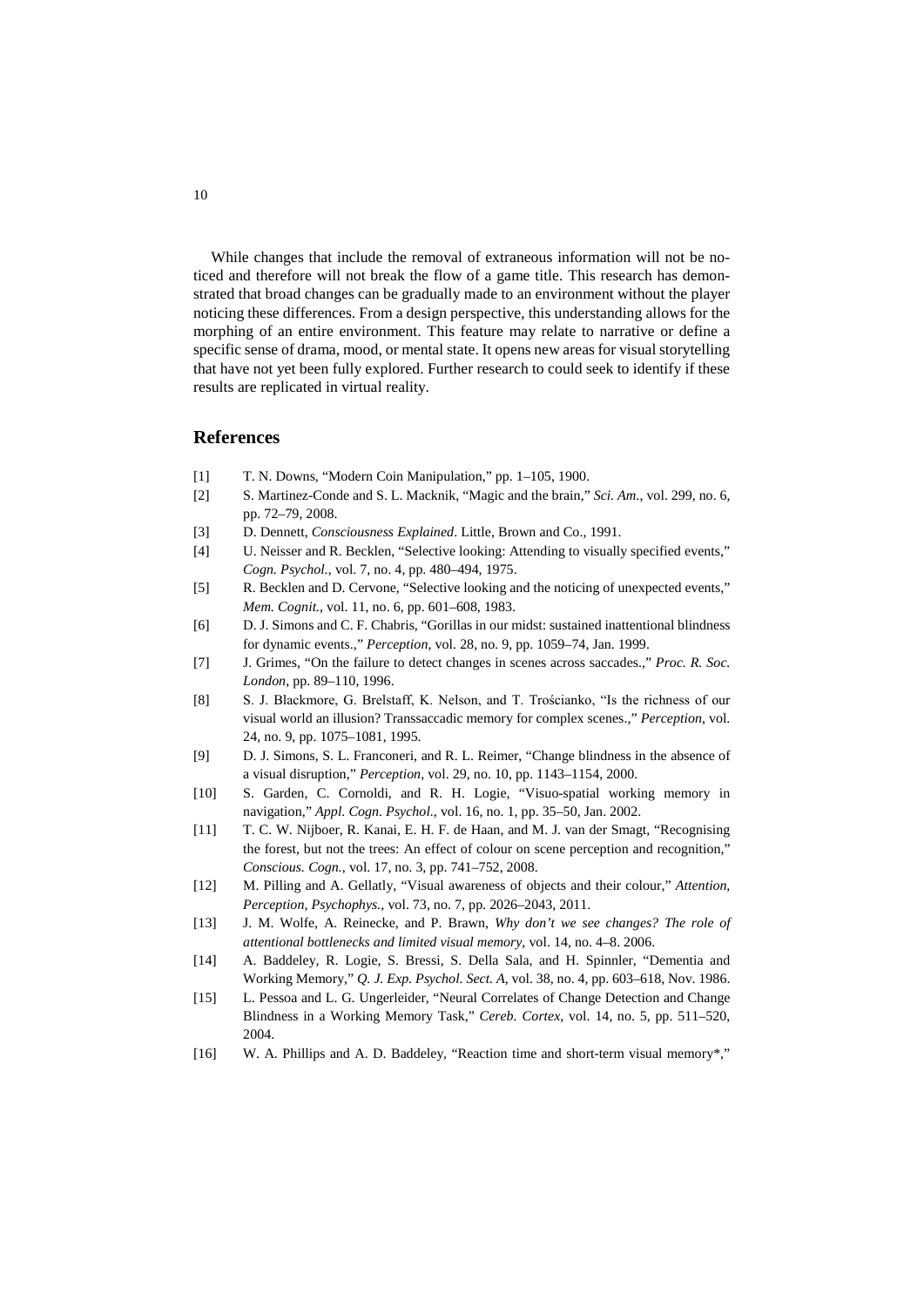While changes that include the removal of extraneous information will not be noticed and therefore will not break the flow of a game title. This research has demonstrated that broad changes can be gradually made to an environment without the player noticing these differences. From a design perspective, this understanding allows for the morphing of an entire environment. This feature may relate to narrative or define a specific sense of drama, mood, or mental state. It opens new areas for visual storytelling that have not yet been fully explored. Further research to could seek to identify if these results are replicated in virtual reality.

## References

[1] T. N. Downs, "Modern Coin Manipulation," pp. 1–105, 1900.

[2] S. Martinez-Conde and S. L. Macknik, "Magic and the brain," *Sci. Am.*, vol. 299, no. 6, pp. 72–79, 2008.

[3] D. Dennett, *Consciousness Explained*. Little, Brown and Co., 1991.

[4] U. Neisser and R. Becklen, "Selective looking: Attending to visually specified events," *Cogn. Psychol.*, vol. 7, no. 4, pp. 480–494, 1975.

[5] R. Becklen and D. Cervone, "Selective looking and the noticing of unexpected events," *Mem. Cognit.*, vol. 11, no. 6, pp. 601–608, 1983.

[6] D. J. Simons and C. F. Chabris, "Gorillas in our midst: sustained inattentional blindness for dynamic events.," *Perception*, vol. 28, no. 9, pp. 1059–74, Jan. 1999.

[7] J. Grimes, "On the failure to detect changes in scenes across saccades.," *Proc. R. Soc. London*, pp. 89–110, 1996.

[8] S. J. Blackmore, G. Brelstaff, K. Nelson, and T. Trościanko, "Is the richness of our visual world an illusion? Transsaccadic memory for complex scenes.," *Perception*, vol. 24, no. 9, pp. 1075–1081, 1995.

[9] D. J. Simons, S. L. Franconeri, and R. L. Reimer, "Change blindness in the absence of a visual disruption," *Perception*, vol. 29, no. 10, pp. 1143–1154, 2000.

[10] S. Garden, C. Cornoldi, and R. H. Logie, "Visuo-spatial working memory in navigation," *Appl. Cogn. Psychol.*, vol. 16, no. 1, pp. 35–50, Jan. 2002.

[11] T. C. W. Nijboer, R. Kanai, E. H. F. de Haan, and M. J. van der Smagt, "Recognising the forest, but not the trees: An effect of colour on scene perception and recognition," *Conscious. Cogn.*, vol. 17, no. 3, pp. 741–752, 2008.

[12] M. Pilling and A. Gellatly, "Visual awareness of objects and their colour," *Attention, Perception, Psychophys.*, vol. 73, no. 7, pp. 2026–2043, 2011.

[13] J. M. Wolfe, A. Reinecke, and P. Brawn, *Why don't we see changes? The role of attentional bottlenecks and limited visual memory*, vol. 14, no. 4–8. 2006.

[14] A. Baddeley, R. Logie, S. Bressi, S. Della Sala, and H. Spinnler, "Dementia and Working Memory," *Q. J. Exp. Psychol. Sect. A*, vol. 38, no. 4, pp. 603–618, Nov. 1986.

[15] L. Pessoa and L. G. Ungerleider, "Neural Correlates of Change Detection and Change Blindness in a Working Memory Task," *Cereb. Cortex*, vol. 14, no. 5, pp. 511–520, 2004.

[16] W. A. Phillips and A. D. Baddeley, "Reaction time and short-term visual memory*,"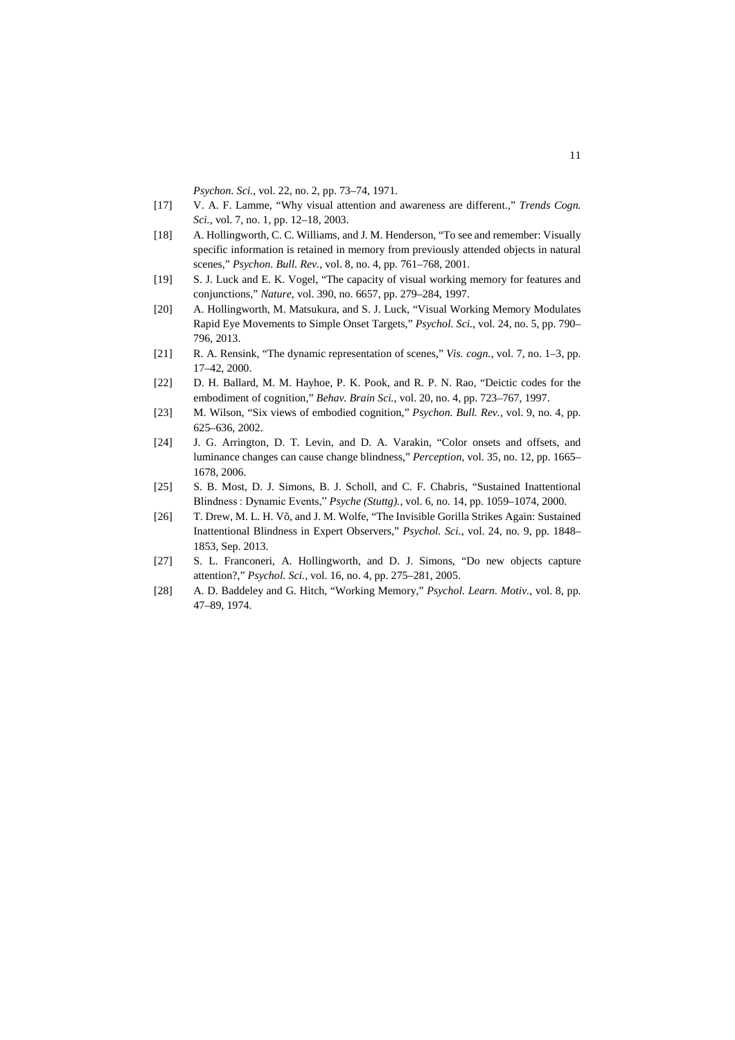*Psychon. Sci.*, vol. 22, no. 2, pp. 73–74, 1971.

[17] V. A. F. Lamme, "Why visual attention and awareness are different.," *Trends Cogn. Sci.*, vol. 7, no. 1, pp. 12–18, 2003.

[18] A. Hollingworth, C. C. Williams, and J. M. Henderson, "To see and remember: Visually specific information is retained in memory from previously attended objects in natural scenes," *Psychon. Bull. Rev.*, vol. 8, no. 4, pp. 761–768, 2001.

[19] S. J. Luck and E. K. Vogel, "The capacity of visual working memory for features and conjunctions," *Nature*, vol. 390, no. 6657, pp. 279–284, 1997.

[20] A. Hollingworth, M. Matsukura, and S. J. Luck, "Visual Working Memory Modulates Rapid Eye Movements to Simple Onset Targets," *Psychol. Sci.*, vol. 24, no. 5, pp. 790–796, 2013.

[21] R. A. Rensink, "The dynamic representation of scenes," *Vis. cogn.*, vol. 7, no. 1–3, pp. 17–42, 2000.

[22] D. H. Ballard, M. M. Hayhoe, P. K. Pook, and R. P. N. Rao, "Deictic codes for the embodiment of cognition," *Behav. Brain Sci.*, vol. 20, no. 4, pp. 723–767, 1997.

[23] M. Wilson, "Six views of embodied cognition," *Psychon. Bull. Rev.*, vol. 9, no. 4, pp. 625–636, 2002.

[24] J. G. Arrington, D. T. Levin, and D. A. Varakin, "Color onsets and offsets, and luminance changes can cause change blindness," *Perception*, vol. 35, no. 12, pp. 1665–1678, 2006.

[25] S. B. Most, D. J. Simons, B. J. Scholl, and C. F. Chabris, "Sustained Inattentional Blindness : Dynamic Events," *Psyche (Stuttg).*, vol. 6, no. 14, pp. 1059–1074, 2000.

[26] T. Drew, M. L. H. Võ, and J. M. Wolfe, "The Invisible Gorilla Strikes Again: Sustained Inattentional Blindness in Expert Observers," *Psychol. Sci.*, vol. 24, no. 9, pp. 1848–1853, Sep. 2013.

[27] S. L. Franconeri, A. Hollingworth, and D. J. Simons, "Do new objects capture attention?," *Psychol. Sci.*, vol. 16, no. 4, pp. 275–281, 2005.

[28] A. D. Baddeley and G. Hitch, "Working Memory," *Psychol. Learn. Motiv.*, vol. 8, pp. 47–89, 1974.